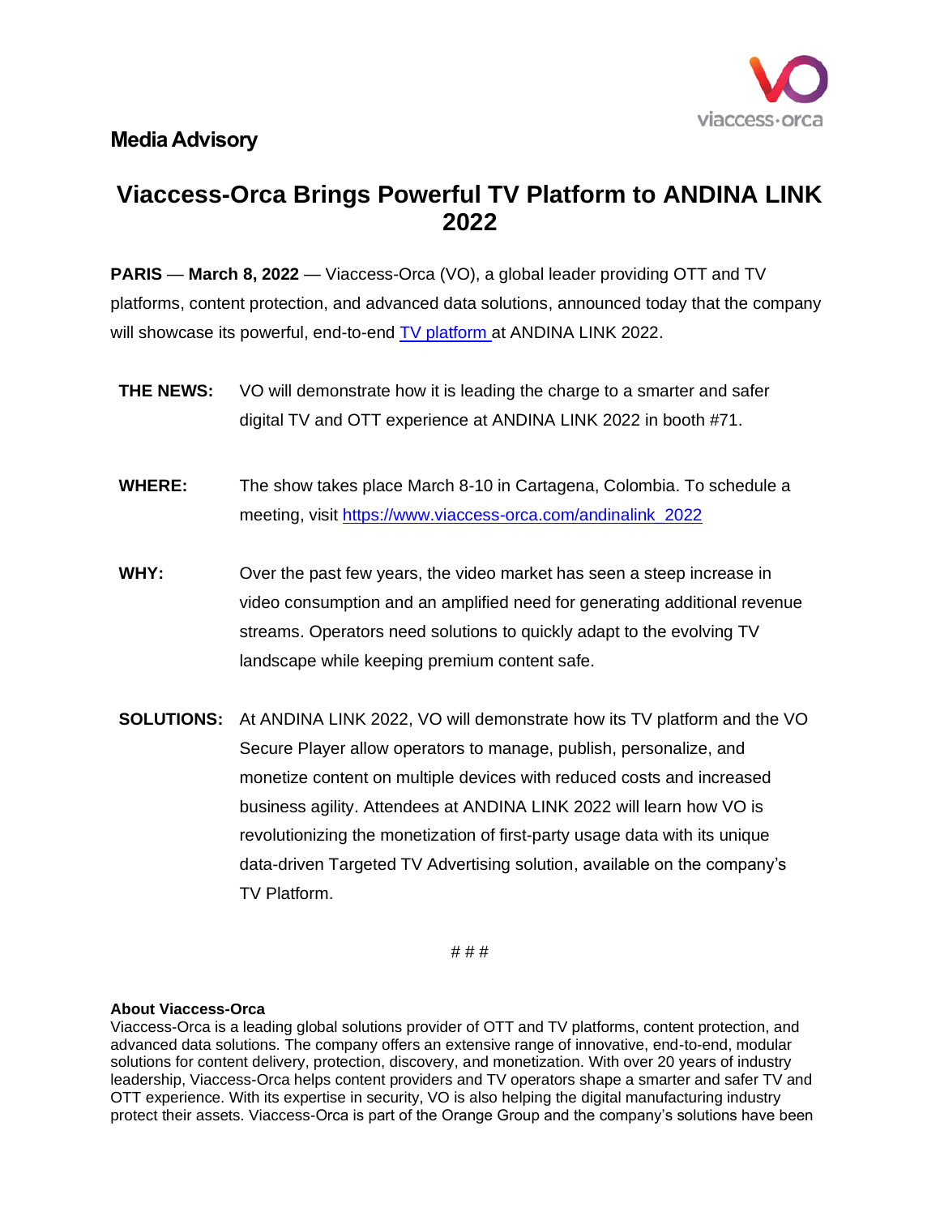**Media Advisory**

# Viaccess-Orca Brings Powerful TV Platform to ANDINA LINK 2022

**PARIS** — **March 8, 2022** — Viaccess-Orca (VO), a global leader providing OTT and TV platforms, content protection, and advanced data solutions, announced today that the company will showcase its powerful, end-to-end [TV platform](#) at ANDINA LINK 2022.

**THE NEWS:** VO will demonstrate how it is leading the charge to a smarter and safer digital TV and OTT experience at ANDINA LINK 2022 in booth #71.

**WHERE:** The show takes place March 8-10 in Cartagena, Colombia. To schedule a meeting, visit https://www.viaccess-orca.com/andinalink_2022

**WHY:** Over the past few years, the video market has seen a steep increase in video consumption and an amplified need for generating additional revenue streams. Operators need solutions to quickly adapt to the evolving TV landscape while keeping premium content safe.

**SOLUTIONS:** At ANDINA LINK 2022, VO will demonstrate how its TV platform and the VO Secure Player allow operators to manage, publish, personalize, and monetize content on multiple devices with reduced costs and increased business agility. Attendees at ANDINA LINK 2022 will learn how VO is revolutionizing the monetization of first-party usage data with its unique data-driven Targeted TV Advertising solution, available on the company's TV Platform.

# # #

**About Viaccess-Orca**

Viaccess-Orca is a leading global solutions provider of OTT and TV platforms, content protection, and advanced data solutions. The company offers an extensive range of innovative, end-to-end, modular solutions for content delivery, protection, discovery, and monetization. With over 20 years of industry leadership, Viaccess-Orca helps content providers and TV operators shape a smarter and safer TV and OTT experience. With its expertise in security, VO is also helping the digital manufacturing industry protect their assets. Viaccess-Orca is part of the Orange Group and the company's solutions have been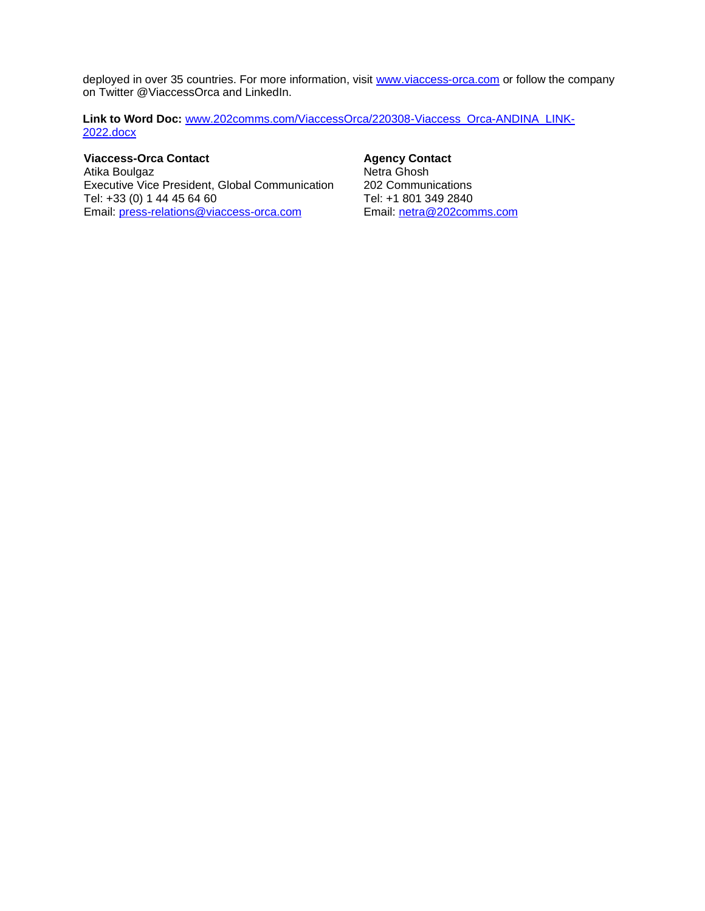deployed in over 35 countries. For more information, visit [www.viaccess-orca.com](http://www.viaccess-orca.com) or follow the company on Twitter @ViaccessOrca and LinkedIn.

**Link to Word Doc:** [www.202comms.com/ViaccessOrca/220308-Viaccess_Orca-ANDINA_LINK-2022.docx](http://www.202comms.com/ViaccessOrca/220308-Viaccess_Orca-ANDINA_LINK-2022.docx)

**Viaccess-Orca Contact**
Atika Boulgaz
Executive Vice President, Global Communication
Tel: +33 (0) 1 44 45 64 60
Email: [press-relations@viaccess-orca.com](mailto:press-relations@viaccess-orca.com)

**Agency Contact**
Netra Ghosh
202 Communications
Tel: +1 801 349 2840
Email: [netra@202comms.com](mailto:netra@202comms.com)